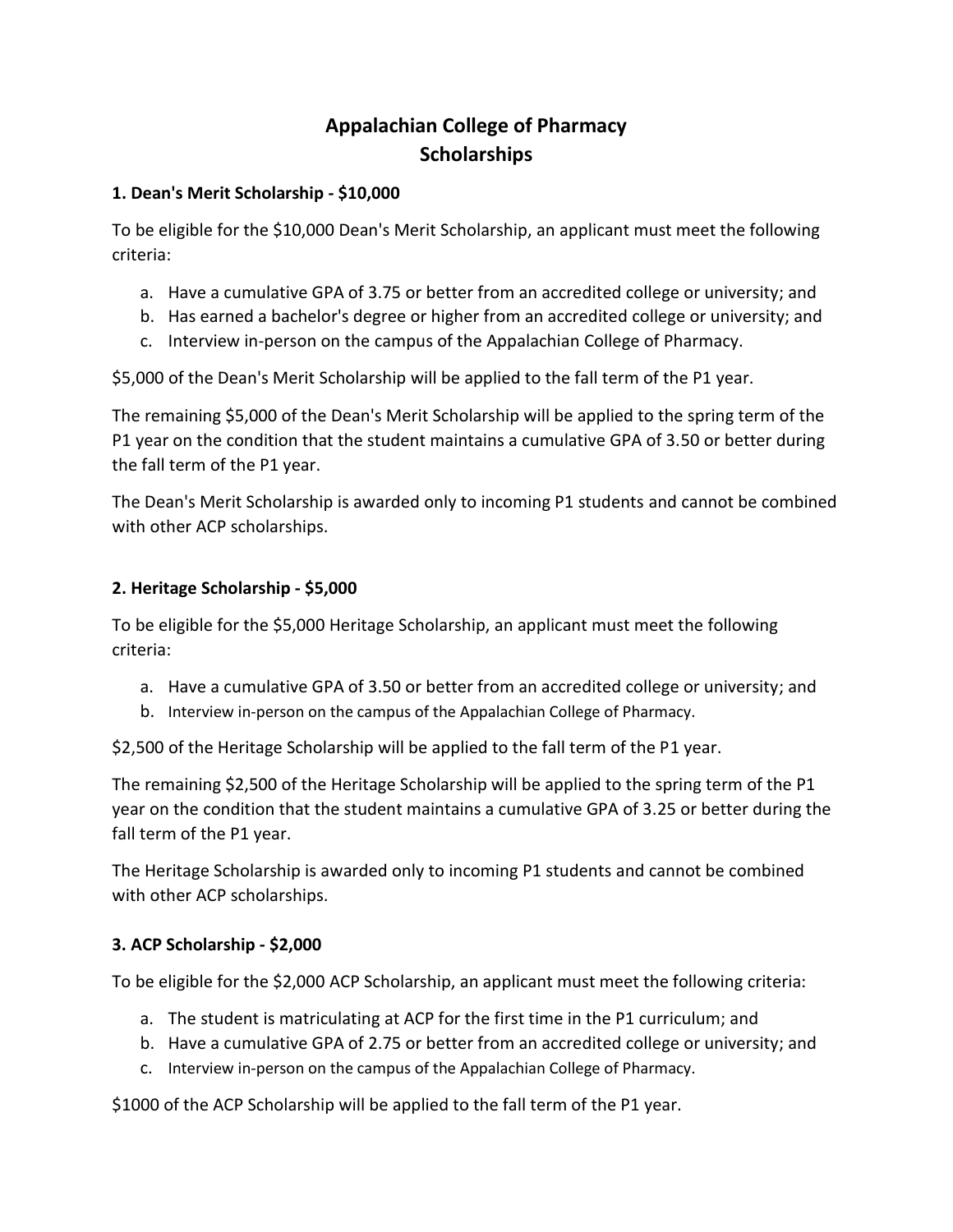# Appalachian College of Pharmacy
# Scholarships

### 1. Dean's Merit Scholarship - $10,000

To be eligible for the $10,000 Dean's Merit Scholarship, an applicant must meet the following criteria:

a. Have a cumulative GPA of 3.75 or better from an accredited college or university; and
b. Has earned a bachelor's degree or higher from an accredited college or university; and
c. Interview in-person on the campus of the Appalachian College of Pharmacy.

$5,000 of the Dean's Merit Scholarship will be applied to the fall term of the P1 year.

The remaining $5,000 of the Dean's Merit Scholarship will be applied to the spring term of the P1 year on the condition that the student maintains a cumulative GPA of 3.50 or better during the fall term of the P1 year.

The Dean's Merit Scholarship is awarded only to incoming P1 students and cannot be combined with other ACP scholarships.

### 2. Heritage Scholarship - $5,000

To be eligible for the $5,000 Heritage Scholarship, an applicant must meet the following criteria:

a. Have a cumulative GPA of 3.50 or better from an accredited college or university; and
b. Interview in-person on the campus of the Appalachian College of Pharmacy.

$2,500 of the Heritage Scholarship will be applied to the fall term of the P1 year.

The remaining $2,500 of the Heritage Scholarship will be applied to the spring term of the P1 year on the condition that the student maintains a cumulative GPA of 3.25 or better during the fall term of the P1 year.

The Heritage Scholarship is awarded only to incoming P1 students and cannot be combined with other ACP scholarships.

### 3. ACP Scholarship - $2,000

To be eligible for the $2,000 ACP Scholarship, an applicant must meet the following criteria:

a. The student is matriculating at ACP for the first time in the P1 curriculum; and
b. Have a cumulative GPA of 2.75 or better from an accredited college or university; and
c. Interview in-person on the campus of the Appalachian College of Pharmacy.

$1000 of the ACP Scholarship will be applied to the fall term of the P1 year.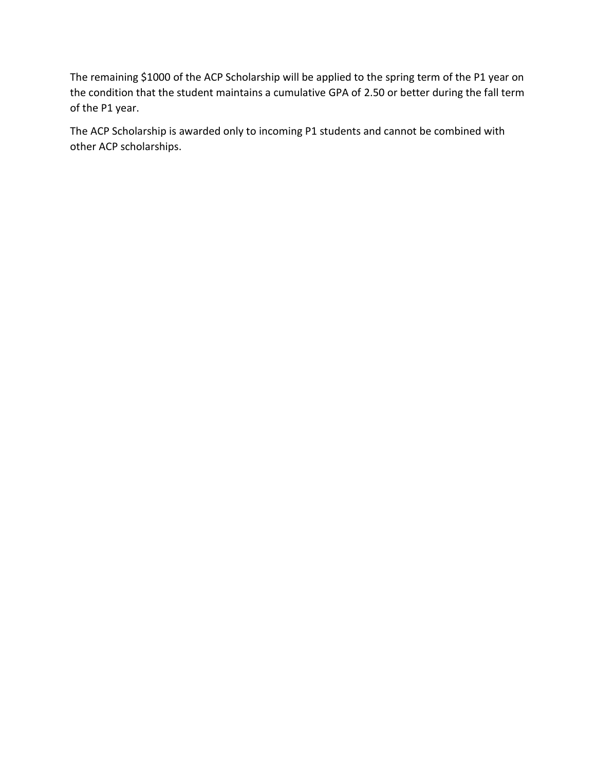The remaining $1000 of the ACP Scholarship will be applied to the spring term of the P1 year on the condition that the student maintains a cumulative GPA of 2.50 or better during the fall term of the P1 year.

The ACP Scholarship is awarded only to incoming P1 students and cannot be combined with other ACP scholarships.